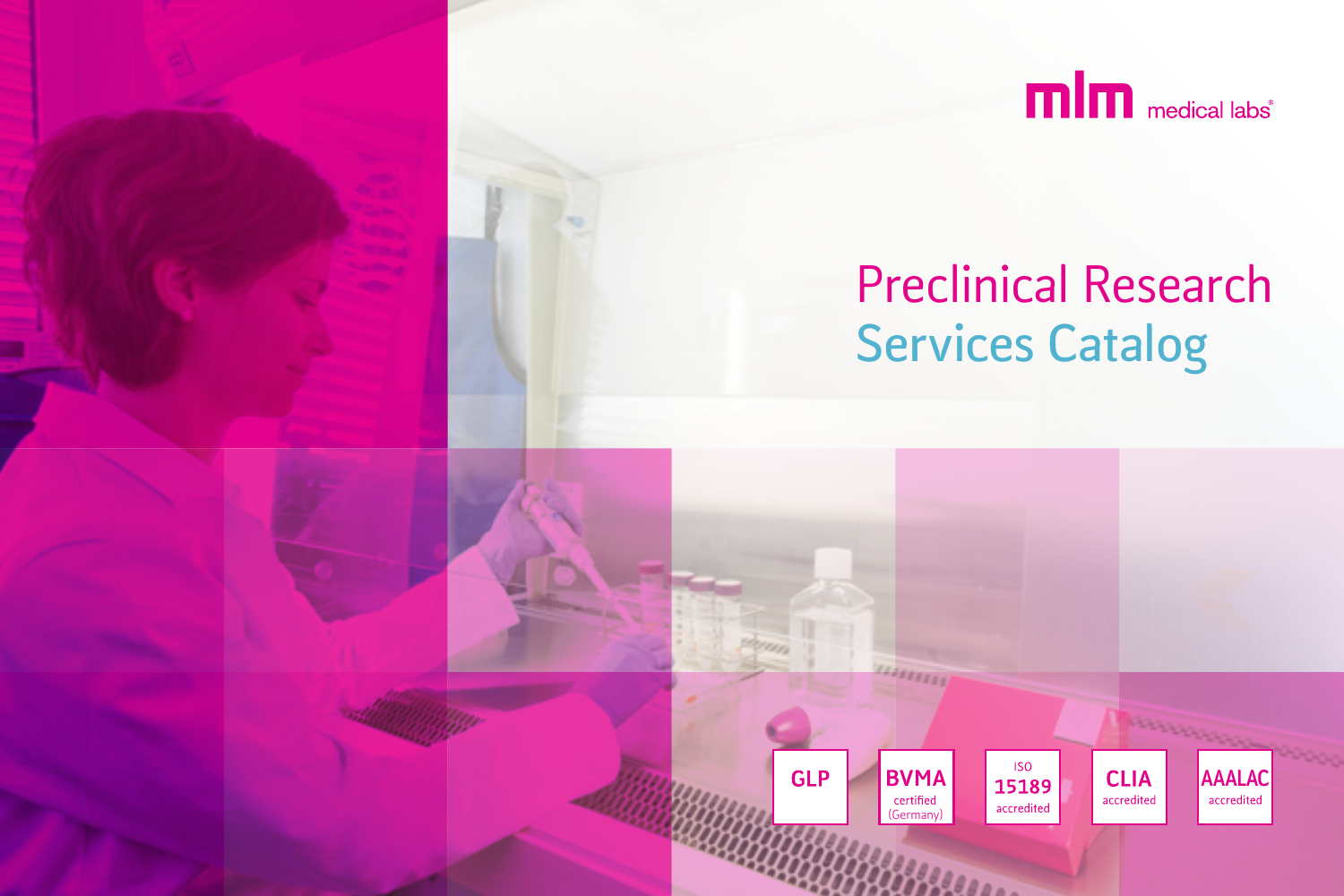mlm medical labs®

# Preclinical Research Services Catalog

GLP

BVMA certified (Germany)

ISO 15189 accredited

CLIA accredited

AAALAC accredited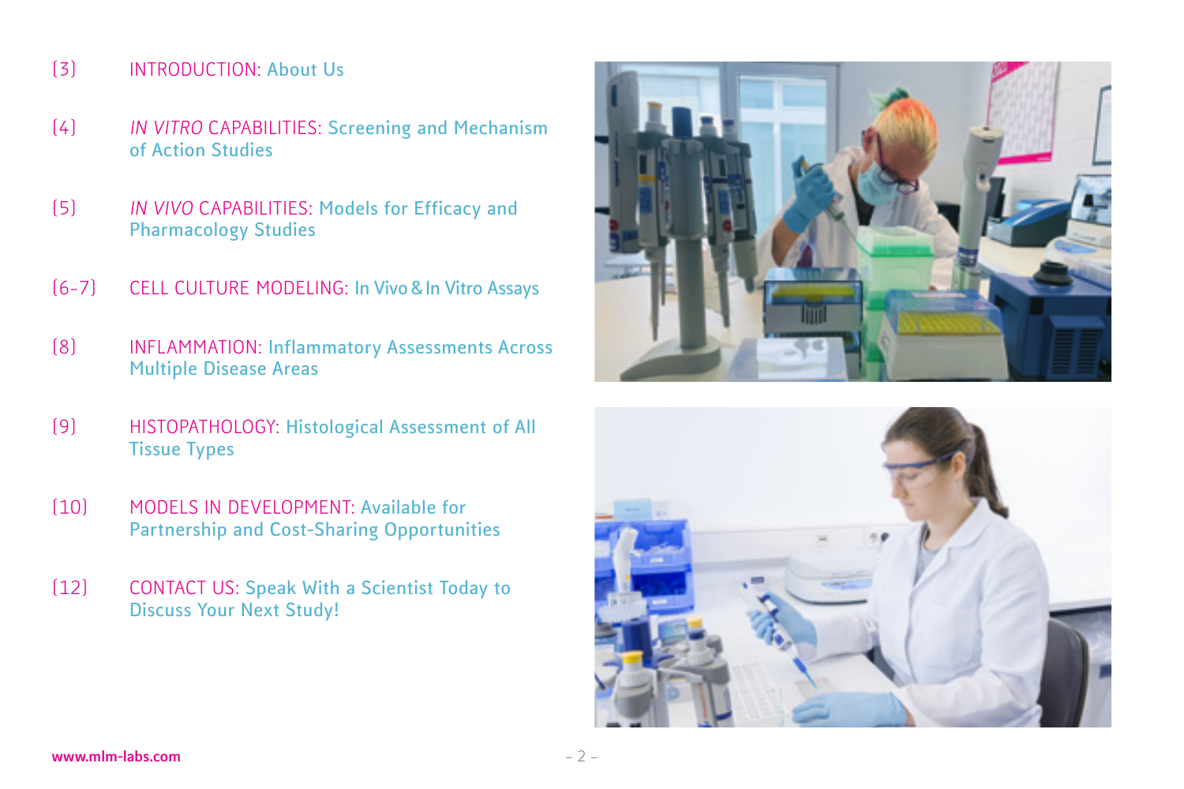(3) INTRODUCTION: About Us

(4) *IN VITRO* CAPABILITIES: Screening and Mechanism of Action Studies

(5) *IN VIVO* CAPABILITIES: Models for Efficacy and Pharmacology Studies

(6-7) CELL CULTURE MODELING: In Vivo & In Vitro Assays

(8) INFLAMMATION: Inflammatory Assessments Across Multiple Disease Areas

(9) HISTOPATHOLOGY: Histological Assessment of All Tissue Types

(10) MODELS IN DEVELOPMENT: Available for Partnership and Cost-Sharing Opportunities

(12) CONTACT US: Speak With a Scientist Today to Discuss Your Next Study!

**www.mlm-labs.com**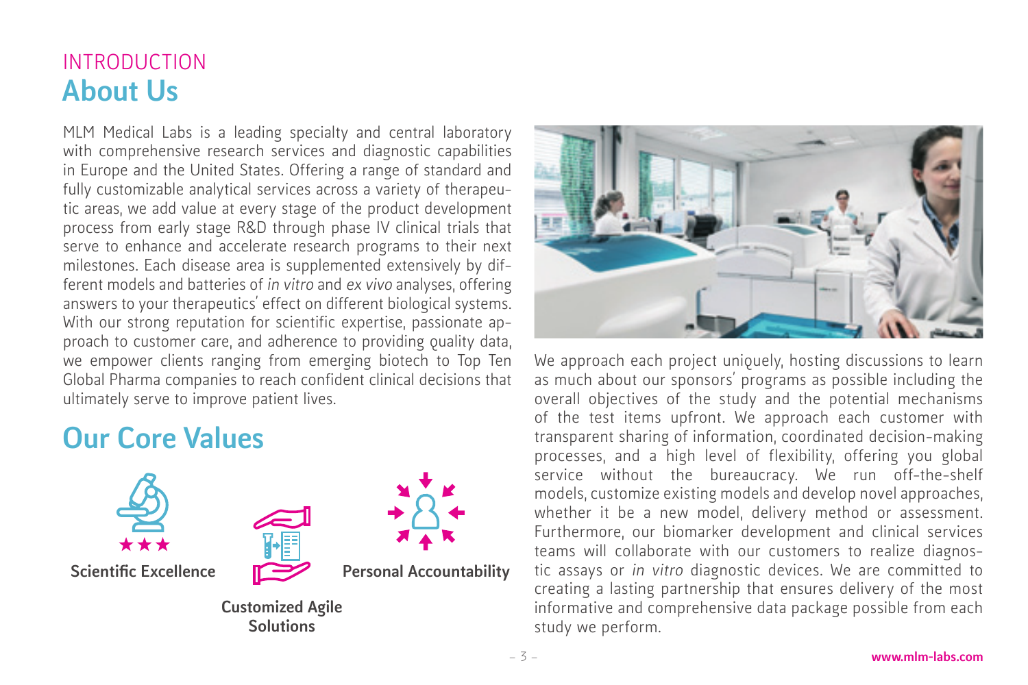INTRODUCTION

# About Us

MLM Medical Labs is a leading specialty and central laboratory with comprehensive research services and diagnostic capabilities in Europe and the United States. Offering a range of standard and fully customizable analytical services across a variety of therapeutic areas, we add value at every stage of the product development process from early stage R&D through phase IV clinical trials that serve to enhance and accelerate research programs to their next milestones. Each disease area is supplemented extensively by different models and batteries of *in vitro* and *ex vivo* analyses, offering answers to your therapeutics' effect on different biological systems. With our strong reputation for scientific expertise, passionate approach to customer care, and adherence to providing quality data, we empower clients ranging from emerging biotech to Top Ten Global Pharma companies to reach confident clinical decisions that ultimately serve to improve patient lives.

# Our Core Values

**Scientific Excellence**

**Customized Agile Solutions**

**Personal Accountability**

We approach each project uniquely, hosting discussions to learn as much about our sponsors' programs as possible including the overall objectives of the study and the potential mechanisms of the test items upfront. We approach each customer with transparent sharing of information, coordinated decision-making processes, and a high level of flexibility, offering you global service without the bureaucracy. We run off-the-shelf models, customize existing models and develop novel approaches, whether it be a new model, delivery method or assessment. Furthermore, our biomarker development and clinical services teams will collaborate with our customers to realize diagnostic assays or *in vitro* diagnostic devices. We are committed to creating a lasting partnership that ensures delivery of the most informative and comprehensive data package possible from each study we perform.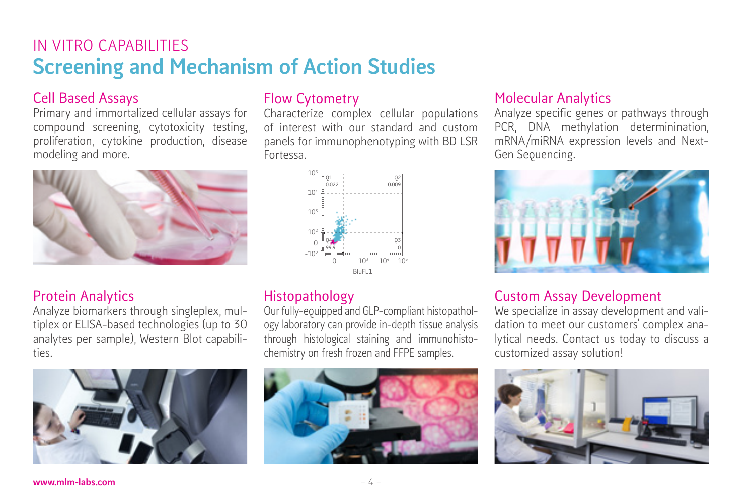IN VITRO CAPABILITIES

# Screening and Mechanism of Action Studies

## Cell Based Assays

Primary and immortalized cellular assays for compound screening, cytotoxicity testing, proliferation, cytokine production, disease modeling and more.

## Flow Cytometry

Characterize complex cellular populations of interest with our standard and custom panels for immunophenotyping with BD LSR Fortessa.

## Molecular Analytics

Analyze specific genes or pathways through PCR, DNA methylation determinination, mRNA/miRNA expression levels and Next-Gen Sequencing.

## Protein Analytics

Analyze biomarkers through singleplex, multiplex or ELISA-based technologies (up to 30 analytes per sample), Western Blot capabilities.

## Histopathology

Our fully-equipped and GLP-compliant histopathology laboratory can provide in-depth tissue analysis through histological staining and immunohistochemistry on fresh frozen and FFPE samples.

## Custom Assay Development

We specialize in assay development and validation to meet our customers' complex analytical needs. Contact us today to discuss a customized assay solution!

**www.mlm-labs.com**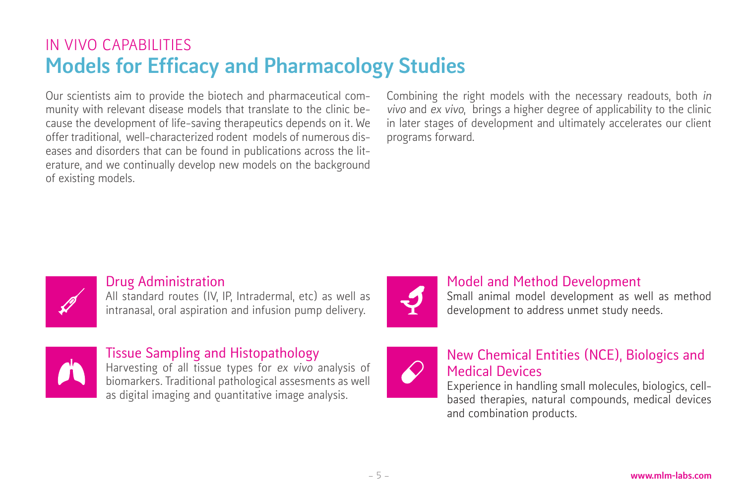IN VIVO CAPABILITIES

# Models for Efficacy and Pharmacology Studies

Our scientists aim to provide the biotech and pharmaceutical community with relevant disease models that translate to the clinic because the development of life-saving therapeutics depends on it. We offer traditional, well-characterized rodent models of numerous diseases and disorders that can be found in publications across the literature, and we continually develop new models on the background of existing models.

Combining the right models with the necessary readouts, both *in vivo* and *ex vivo*, brings a higher degree of applicability to the clinic in later stages of development and ultimately accelerates our client programs forward.

### Drug Administration

All standard routes (IV, IP, Intradermal, etc) as well as intranasal, oral aspiration and infusion pump delivery.

### Tissue Sampling and Histopathology

Harvesting of all tissue types for *ex vivo* analysis of biomarkers. Traditional pathological assesments as well as digital imaging and quantitative image analysis.

### Model and Method Development

Small animal model development as well as method development to address unmet study needs.

### New Chemical Entities (NCE), Biologics and Medical Devices

Experience in handling small molecules, biologics, cell-based therapies, natural compounds, medical devices and combination products.

www.mlm-labs.com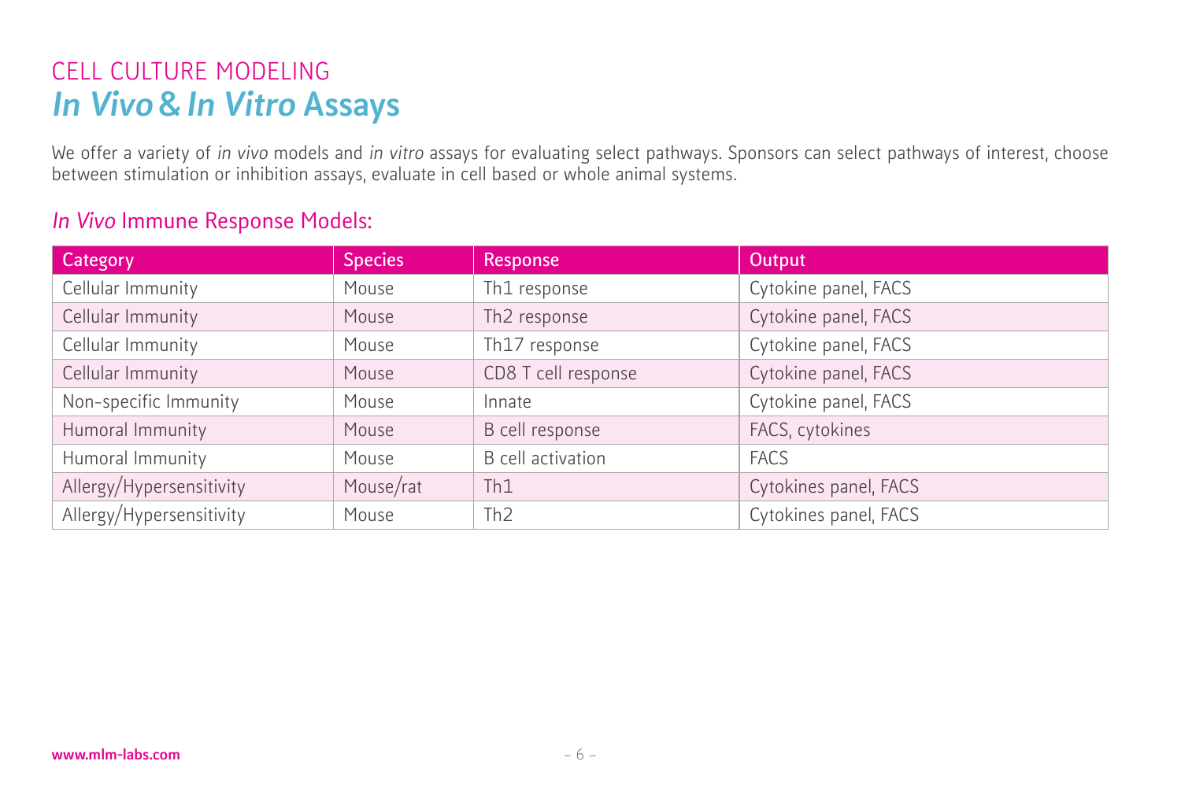CELL CULTURE MODELING

# *In Vivo* & *In Vitro* Assays

We offer a variety of *in vivo* models and *in vitro* assays for evaluating select pathways. Sponsors can select pathways of interest, choose between stimulation or inhibition assays, evaluate in cell based or whole animal systems.

## *In Vivo* Immune Response Models:

| Category | Species | Response | Output |
|---|---|---|---|
| Cellular Immunity | Mouse | Th1 response | Cytokine panel, FACS |
| Cellular Immunity | Mouse | Th2 response | Cytokine panel, FACS |
| Cellular Immunity | Mouse | Th17 response | Cytokine panel, FACS |
| Cellular Immunity | Mouse | CD8 T cell response | Cytokine panel, FACS |
| Non-specific Immunity | Mouse | Innate | Cytokine panel, FACS |
| Humoral Immunity | Mouse | B cell response | FACS, cytokines |
| Humoral Immunity | Mouse | B cell activation | FACS |
| Allergy/Hypersensitivity | Mouse/rat | Th1 | Cytokines panel, FACS |
| Allergy/Hypersensitivity | Mouse | Th2 | Cytokines panel, FACS |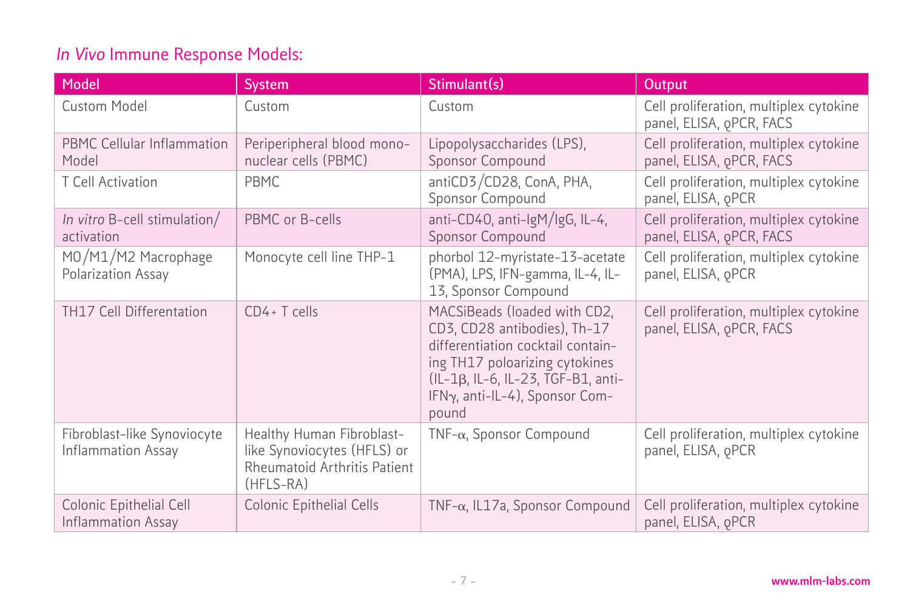## *In Vivo* Immune Response Models:

| Model | System | Stimulant(s) | Output |
|---|---|---|---|
| Custom Model | Custom | Custom | Cell proliferation, multiplex cytokine panel, ELISA, qPCR, FACS |
| PBMC Cellular Inflammation Model | Periperipheral blood mono-nuclear cells (PBMC) | Lipopolysaccharides (LPS), Sponsor Compound | Cell proliferation, multiplex cytokine panel, ELISA, qPCR, FACS |
| T Cell Activation | PBMC | antiCD3/CD28, ConA, PHA, Sponsor Compound | Cell proliferation, multiplex cytokine panel, ELISA, qPCR |
| *In vitro* B-cell stimulation/activation | PBMC or B-cells | anti-CD40, anti-IgM/IgG, IL-4, Sponsor Compound | Cell proliferation, multiplex cytokine panel, ELISA, qPCR, FACS |
| M0/M1/M2 Macrophage Polarization Assay | Monocyte cell line THP-1 | phorbol 12-myristate-13-acetate (PMA), LPS, IFN-gamma, IL-4, IL-13, Sponsor Compound | Cell proliferation, multiplex cytokine panel, ELISA, qPCR |
| TH17 Cell Differentation | CD4+ T cells | MACSiBeads (loaded with CD2, CD3, CD28 antibodies), Th-17 differentiation cocktail containing TH17 poloarizing cytokines (IL-1β, IL-6, IL-23, TGF-B1, anti-IFNγ, anti-IL-4), Sponsor Compound | Cell proliferation, multiplex cytokine panel, ELISA, qPCR, FACS |
| Fibroblast-like Synoviocyte Inflammation Assay | Healthy Human Fibroblast-like Synoviocytes (HFLS) or Rheumatoid Arthritis Patient (HFLS-RA) | TNF-α, Sponsor Compound | Cell proliferation, multiplex cytokine panel, ELISA, qPCR |
| Colonic Epithelial Cell Inflammation Assay | Colonic Epithelial Cells | TNF-α, IL17a, Sponsor Compound | Cell proliferation, multiplex cytokine panel, ELISA, qPCR |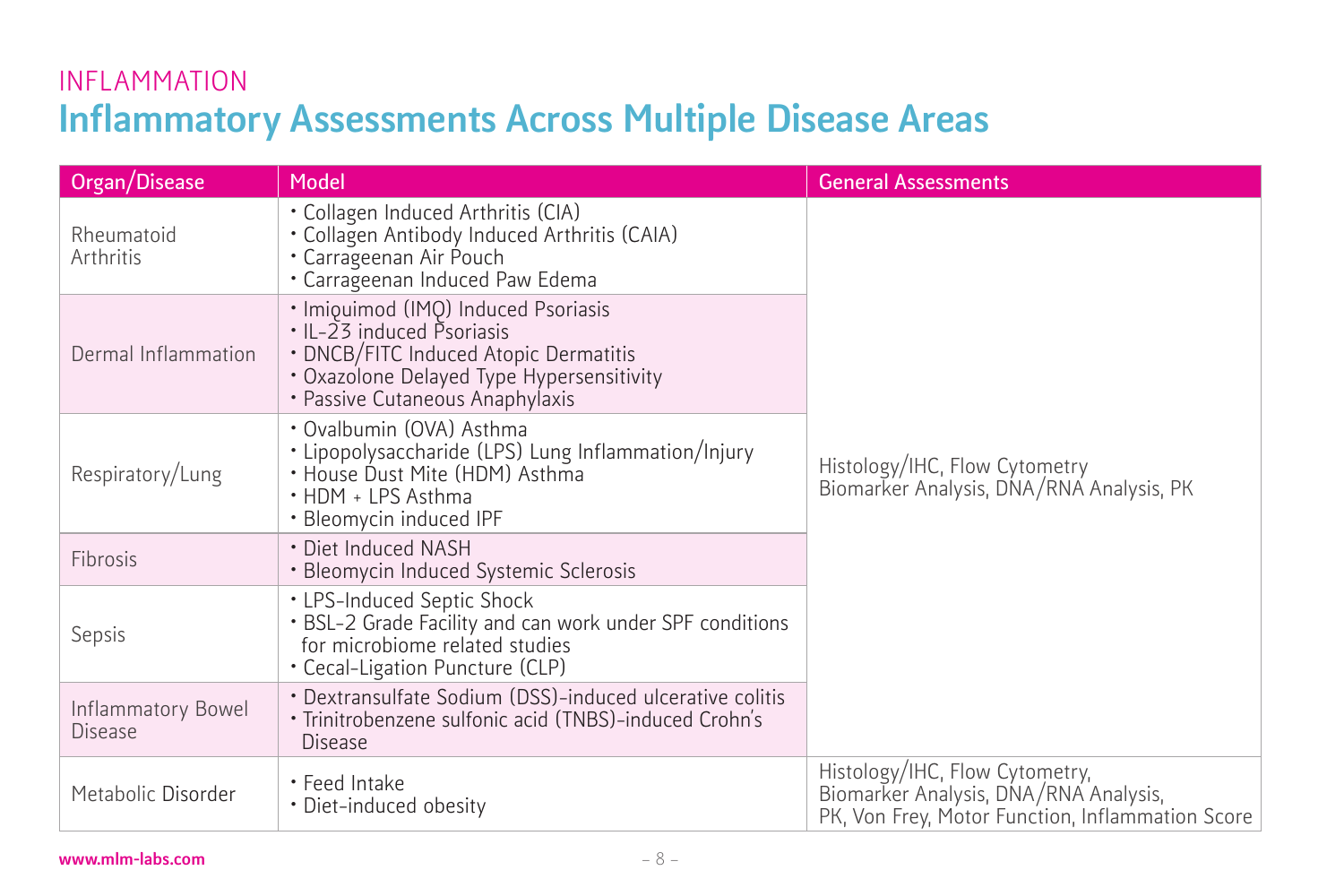INFLAMMATION

# Inflammatory Assessments Across Multiple Disease Areas

| Organ/Disease | Model | General Assessments |
|---|---|---|
| Rheumatoid Arthritis | • Collagen Induced Arthritis (CIA)<br>• Collagen Antibody Induced Arthritis (CAIA)<br>• Carrageenan Air Pouch<br>• Carrageenan Induced Paw Edema | Histology/IHC, Flow Cytometry<br>Biomarker Analysis, DNA/RNA Analysis, PK |
| Dermal Inflammation | • Imiquimod (IMQ) Induced Psoriasis<br>• IL-23 induced Psoriasis<br>• DNCB/FITC Induced Atopic Dermatitis<br>• Oxazolone Delayed Type Hypersensitivity<br>• Passive Cutaneous Anaphylaxis | |
| Respiratory/Lung | • Ovalbumin (OVA) Asthma<br>• Lipopolysaccharide (LPS) Lung Inflammation/Injury<br>• House Dust Mite (HDM) Asthma<br>• HDM + LPS Asthma<br>• Bleomycin induced IPF | |
| Fibrosis | • Diet Induced NASH<br>• Bleomycin Induced Systemic Sclerosis | |
| Sepsis | • LPS-Induced Septic Shock<br>• BSL-2 Grade Facility and can work under SPF conditions for microbiome related studies<br>• Cecal-Ligation Puncture (CLP) | |
| Inflammatory Bowel Disease | • Dextransulfate Sodium (DSS)-induced ulcerative colitis<br>• Trinitrobenzene sulfonic acid (TNBS)-induced Crohn's Disease | |
| Metabolic Disorder | • Feed Intake<br>• Diet-induced obesity | Histology/IHC, Flow Cytometry,<br>Biomarker Analysis, DNA/RNA Analysis,<br>PK, Von Frey, Motor Function, Inflammation Score |

www.mlm-labs.com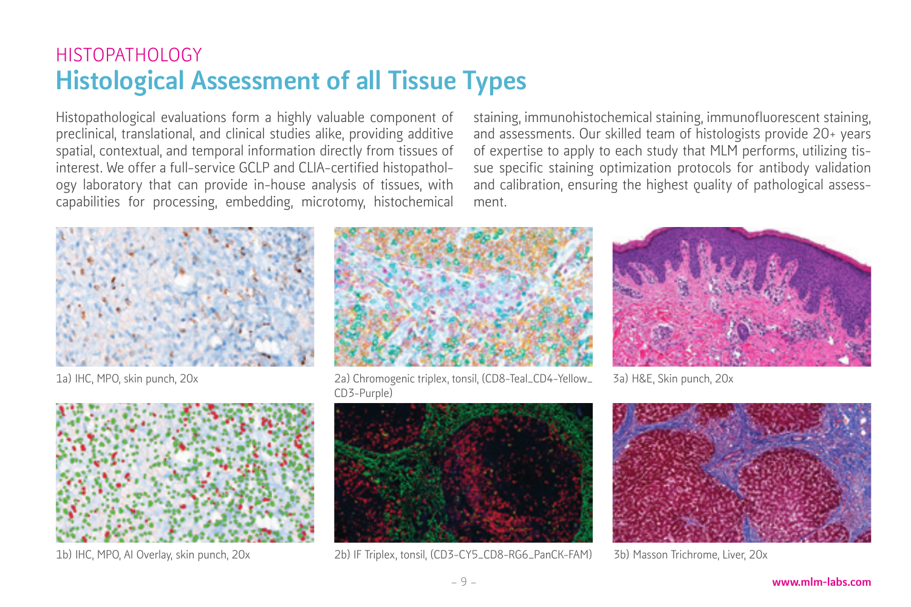HISTOPATHOLOGY

# Histological Assessment of all Tissue Types

Histopathological evaluations form a highly valuable component of preclinical, translational, and clinical studies alike, providing additive spatial, contextual, and temporal information directly from tissues of interest. We offer a full-service GCLP and CLIA-certified histopathology laboratory that can provide in-house analysis of tissues, with capabilities for processing, embedding, microtomy, histochemical staining, immunohistochemical staining, immunofluorescent staining, and assessments. Our skilled team of histologists provide 20+ years of expertise to apply to each study that MLM performs, utilizing tissue specific staining optimization protocols for antibody validation and calibration, ensuring the highest quality of pathological assessment.

1a) IHC, MPO, skin punch, 20x

2a) Chromogenic triplex, tonsil, (CD8-Teal_CD4-Yellow_CD3-Purple)

3a) H&E, Skin punch, 20x

1b) IHC, MPO, AI Overlay, skin punch, 20x

2b) IF Triplex, tonsil, (CD3-CY5_CD8-RG6_PanCK-FAM)

3b) Masson Trichrome, Liver, 20x

www.mlm-labs.com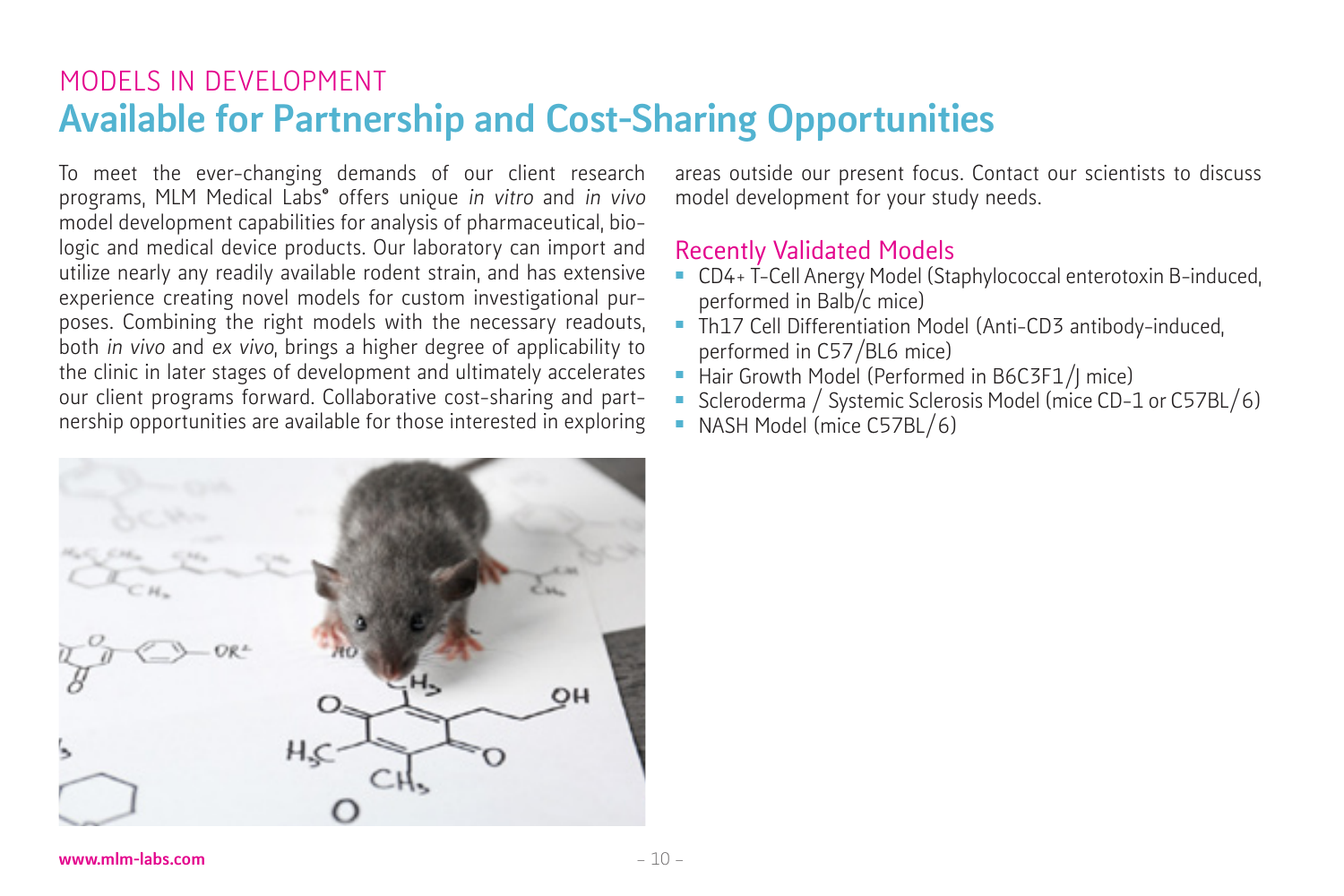MODELS IN DEVELOPMENT

# Available for Partnership and Cost-Sharing Opportunities

To meet the ever-changing demands of our client research programs, MLM Medical Labs® offers unique *in vitro* and *in vivo* model development capabilities for analysis of pharmaceutical, biologic and medical device products. Our laboratory can import and utilize nearly any readily available rodent strain, and has extensive experience creating novel models for custom investigational purposes. Combining the right models with the necessary readouts, both *in vivo* and *ex vivo*, brings a higher degree of applicability to the clinic in later stages of development and ultimately accelerates our client programs forward. Collaborative cost-sharing and partnership opportunities are available for those interested in exploring areas outside our present focus. Contact our scientists to discuss model development for your study needs.

## Recently Validated Models

- CD4+ T-Cell Anergy Model (Staphylococcal enterotoxin B-induced, performed in Balb/c mice)
- Th17 Cell Differentiation Model (Anti-CD3 antibody-induced, performed in C57/BL6 mice)
- Hair Growth Model (Performed in B6C3F1/J mice)
- Scleroderma / Systemic Sclerosis Model (mice CD-1 or C57BL/6)
- NASH Model (mice C57BL/6)

www.mlm-labs.com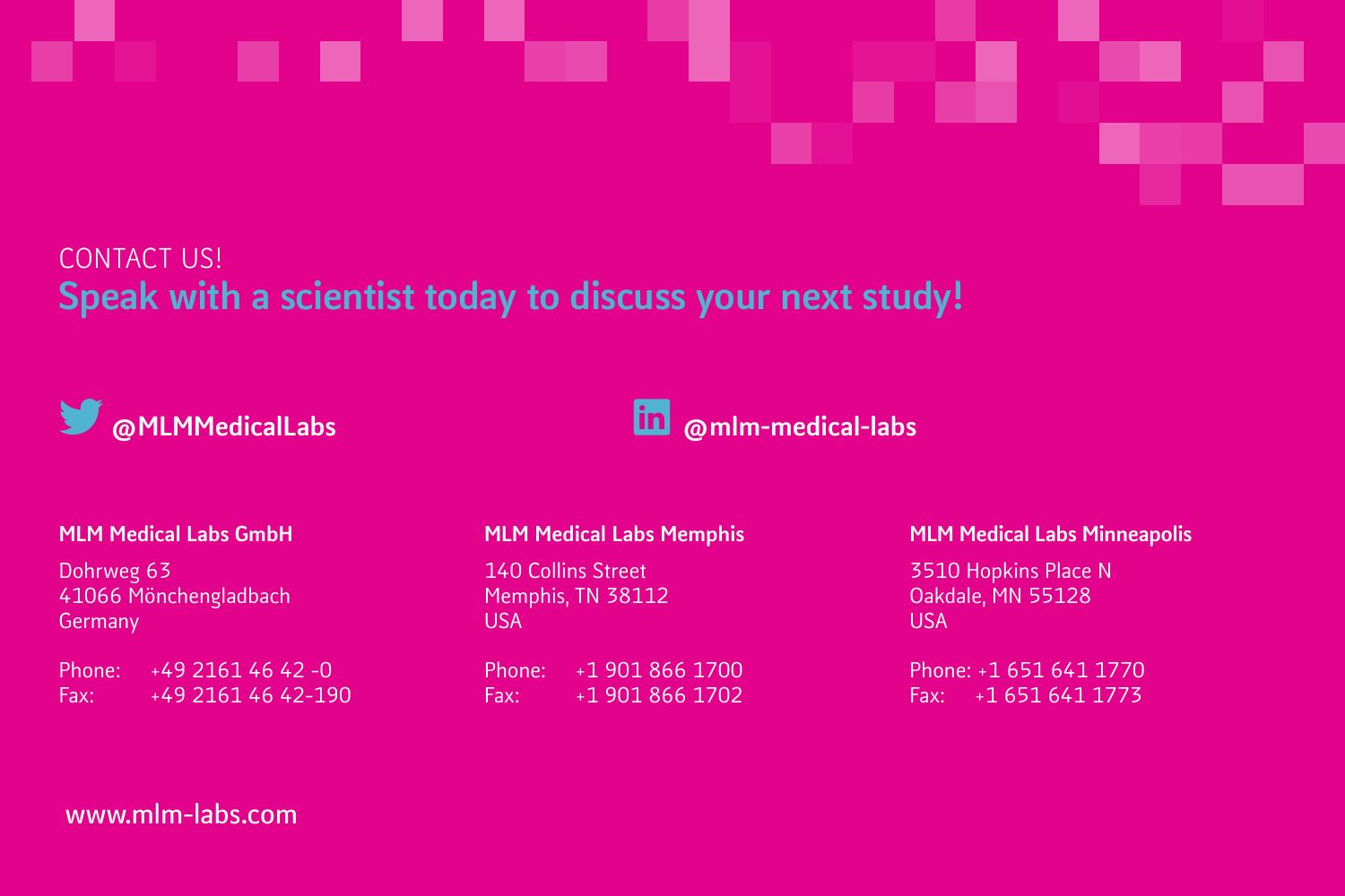CONTACT US!

## Speak with a scientist today to discuss your next study!

**@MLMMedicalLabs**

**@mlm-medical-labs**

**MLM Medical Labs GmbH**

Dohrweg 63
41066 Mönchengladbach
Germany

Phone: +49 2161 46 42 -0
Fax: +49 2161 46 42-190

**MLM Medical Labs Memphis**

140 Collins Street
Memphis, TN 38112
USA

Phone: +1 901 866 1700
Fax: +1 901 866 1702

**MLM Medical Labs Minneapolis**

3510 Hopkins Place N
Oakdale, MN 55128
USA

Phone: +1 651 641 1770
Fax: +1 651 641 1773

www.mlm-labs.com